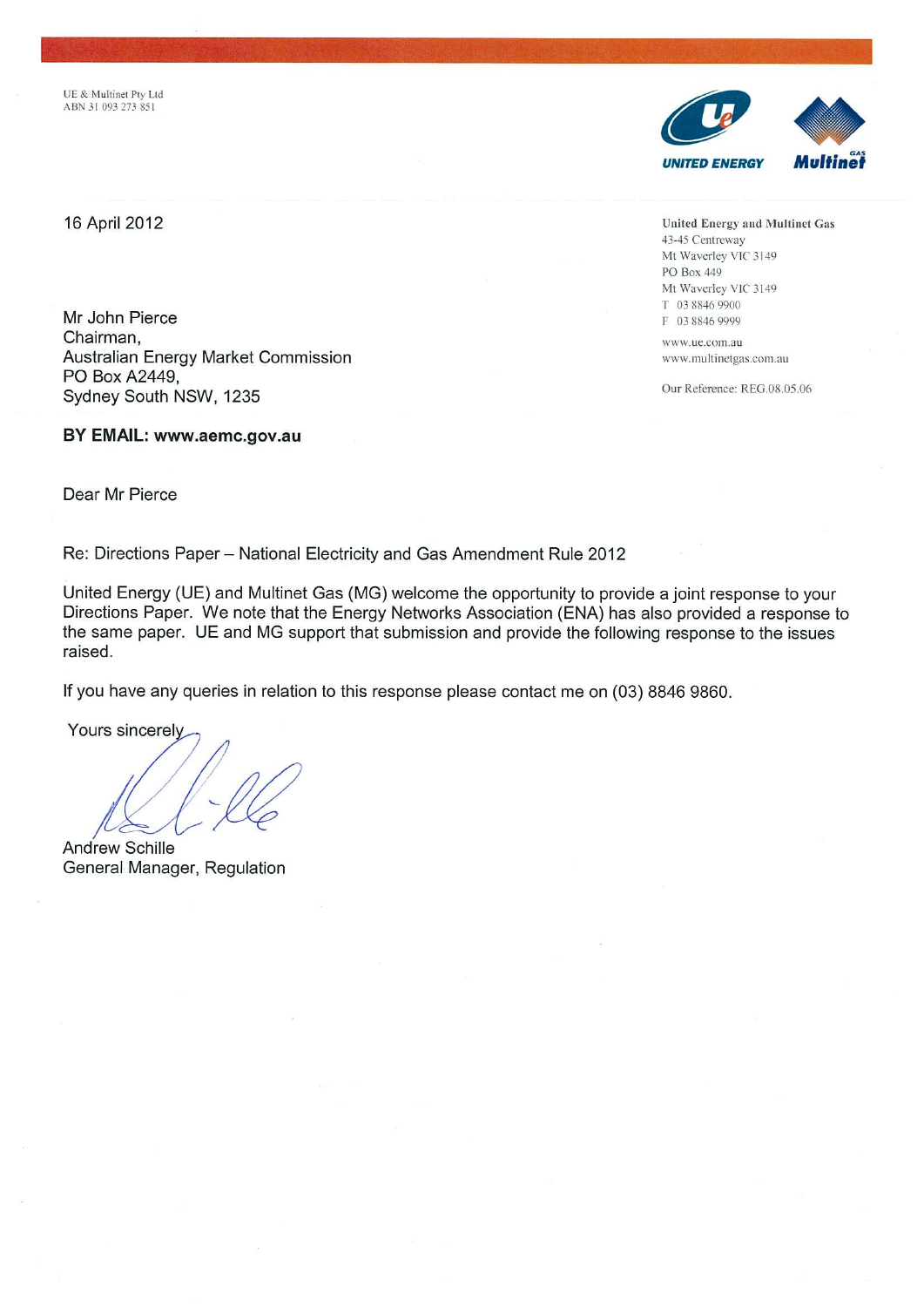UE & Multinet Pty Ltd
ABN 31 093 273 851

UNITED ENERGY Multinet GAS

**United Energy and Multinet Gas**
43-45 Centreway
Mt Waverley VIC 3149
PO Box 449
Mt Waverley VIC 3149
T 03 8846 9900
F 03 8846 9999

www.ue.com.au
www.multinetgas.com.au

Our Reference: REG.08.05.06

16 April 2012

Mr John Pierce
Chairman,
Australian Energy Market Commission
PO Box A2449,
Sydney South NSW, 1235

**BY EMAIL: www.aemc.gov.au**

Dear Mr Pierce

Re: Directions Paper – National Electricity and Gas Amendment Rule 2012

United Energy (UE) and Multinet Gas (MG) welcome the opportunity to provide a joint response to your Directions Paper. We note that the Energy Networks Association (ENA) has also provided a response to the same paper. UE and MG support that submission and provide the following response to the issues raised.

If you have any queries in relation to this response please contact me on (03) 8846 9860.

Yours sincerely

Andrew Schille
General Manager, Regulation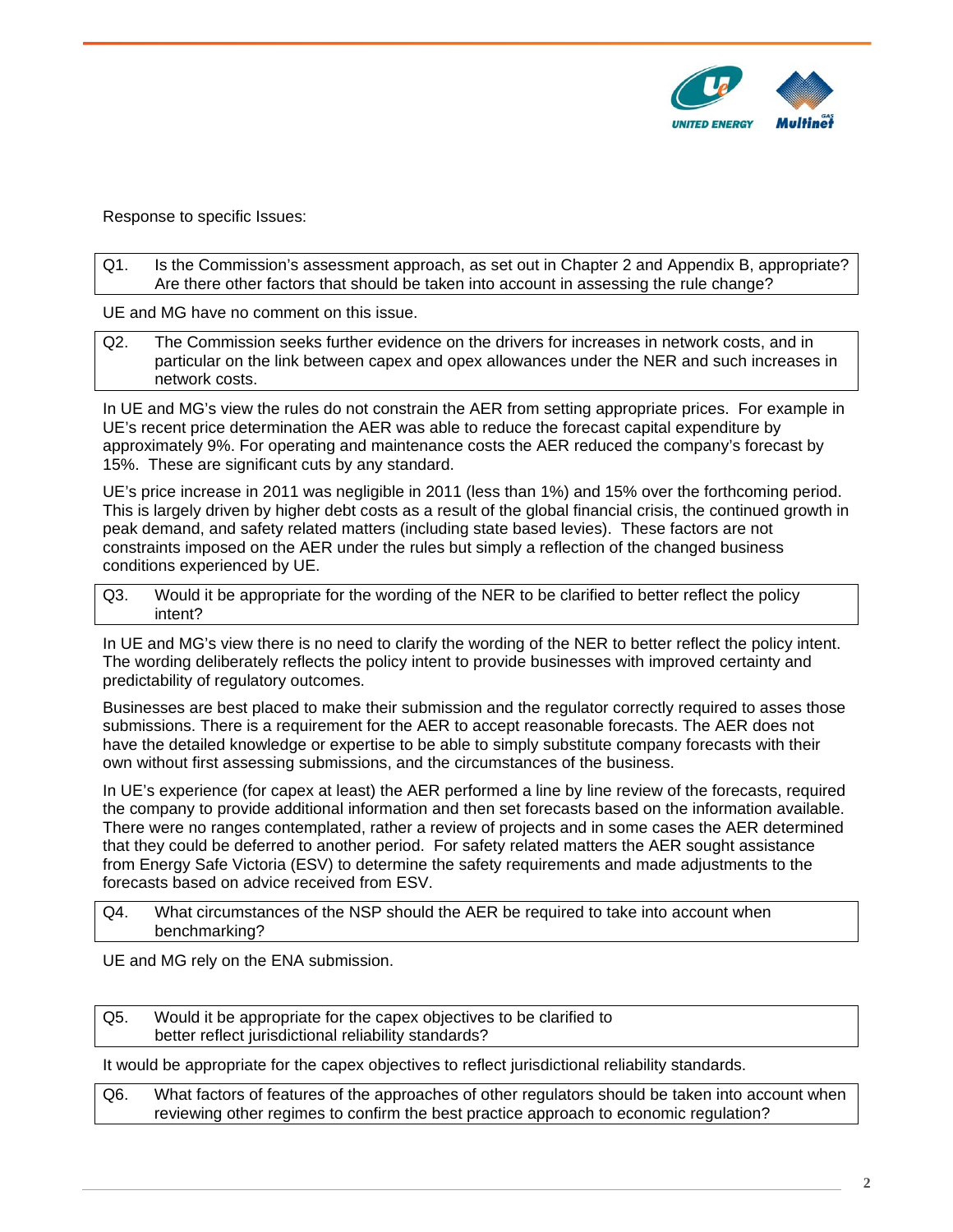Response to specific Issues:

| | |
|---|---|
| Q1. | Is the Commission's assessment approach, as set out in Chapter 2 and Appendix B, appropriate? Are there other factors that should be taken into account in assessing the rule change? |

UE and MG have no comment on this issue.

| | |
|---|---|
| Q2. | The Commission seeks further evidence on the drivers for increases in network costs, and in particular on the link between capex and opex allowances under the NER and such increases in network costs. |

In UE and MG's view the rules do not constrain the AER from setting appropriate prices. For example in UE's recent price determination the AER was able to reduce the forecast capital expenditure by approximately 9%. For operating and maintenance costs the AER reduced the company's forecast by 15%. These are significant cuts by any standard.

UE's price increase in 2011 was negligible in 2011 (less than 1%) and 15% over the forthcoming period. This is largely driven by higher debt costs as a result of the global financial crisis, the continued growth in peak demand, and safety related matters (including state based levies). These factors are not constraints imposed on the AER under the rules but simply a reflection of the changed business conditions experienced by UE.

| | |
|---|---|
| Q3. | Would it be appropriate for the wording of the NER to be clarified to better reflect the policy intent? |

In UE and MG's view there is no need to clarify the wording of the NER to better reflect the policy intent. The wording deliberately reflects the policy intent to provide businesses with improved certainty and predictability of regulatory outcomes.

Businesses are best placed to make their submission and the regulator correctly required to asses those submissions. There is a requirement for the AER to accept reasonable forecasts. The AER does not have the detailed knowledge or expertise to be able to simply substitute company forecasts with their own without first assessing submissions, and the circumstances of the business.

In UE's experience (for capex at least) the AER performed a line by line review of the forecasts, required the company to provide additional information and then set forecasts based on the information available. There were no ranges contemplated, rather a review of projects and in some cases the AER determined that they could be deferred to another period. For safety related matters the AER sought assistance from Energy Safe Victoria (ESV) to determine the safety requirements and made adjustments to the forecasts based on advice received from ESV.

| | |
|---|---|
| Q4. | What circumstances of the NSP should the AER be required to take into account when benchmarking? |

UE and MG rely on the ENA submission.

| | |
|---|---|
| Q5. | Would it be appropriate for the capex objectives to be clarified to better reflect jurisdictional reliability standards? |

It would be appropriate for the capex objectives to reflect jurisdictional reliability standards.

| | |
|---|---|
| Q6. | What factors of features of the approaches of other regulators should be taken into account when reviewing other regimes to confirm the best practice approach to economic regulation? |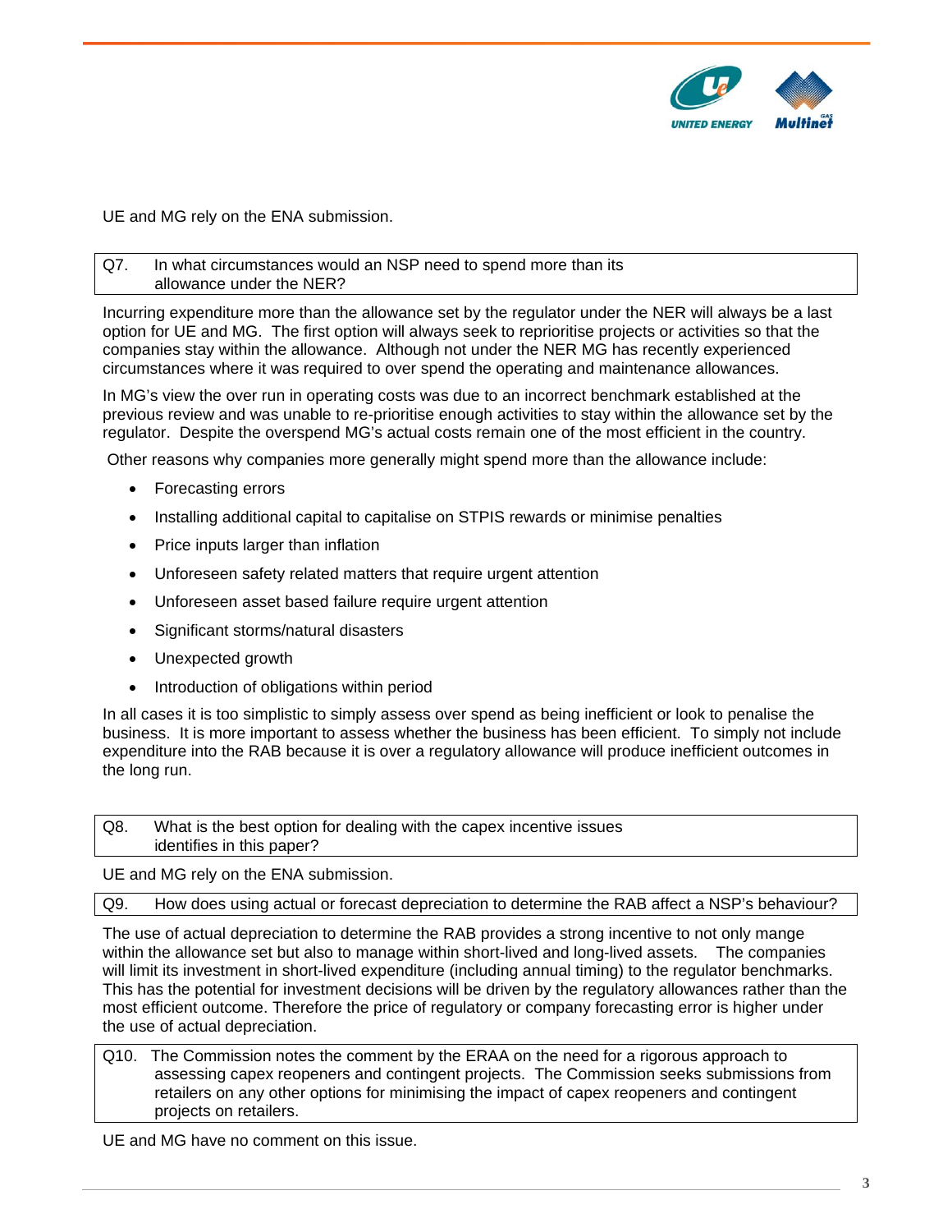UE and MG rely on the ENA submission.

| |
|---|
| Q7. In what circumstances would an NSP need to spend more than its allowance under the NER? |

Incurring expenditure more than the allowance set by the regulator under the NER will always be a last option for UE and MG. The first option will always seek to reprioritise projects or activities so that the companies stay within the allowance. Although not under the NER MG has recently experienced circumstances where it was required to over spend the operating and maintenance allowances.

In MG's view the over run in operating costs was due to an incorrect benchmark established at the previous review and was unable to re-prioritise enough activities to stay within the allowance set by the regulator. Despite the overspend MG's actual costs remain one of the most efficient in the country.

Other reasons why companies more generally might spend more than the allowance include:

- Forecasting errors
- Installing additional capital to capitalise on STPIS rewards or minimise penalties
- Price inputs larger than inflation
- Unforeseen safety related matters that require urgent attention
- Unforeseen asset based failure require urgent attention
- Significant storms/natural disasters
- Unexpected growth
- Introduction of obligations within period

In all cases it is too simplistic to simply assess over spend as being inefficient or look to penalise the business. It is more important to assess whether the business has been efficient. To simply not include expenditure into the RAB because it is over a regulatory allowance will produce inefficient outcomes in the long run.

| |
|---|
| Q8. What is the best option for dealing with the capex incentive issues identifies in this paper? |

UE and MG rely on the ENA submission.

| |
|---|
| Q9. How does using actual or forecast depreciation to determine the RAB affect a NSP's behaviour? |

The use of actual depreciation to determine the RAB provides a strong incentive to not only mange within the allowance set but also to manage within short-lived and long-lived assets. The companies will limit its investment in short-lived expenditure (including annual timing) to the regulator benchmarks. This has the potential for investment decisions will be driven by the regulatory allowances rather than the most efficient outcome. Therefore the price of regulatory or company forecasting error is higher under the use of actual depreciation.

| |
|---|
| Q10. The Commission notes the comment by the ERAA on the need for a rigorous approach to assessing capex reopeners and contingent projects. The Commission seeks submissions from retailers on any other options for minimising the impact of capex reopeners and contingent projects on retailers. |

UE and MG have no comment on this issue.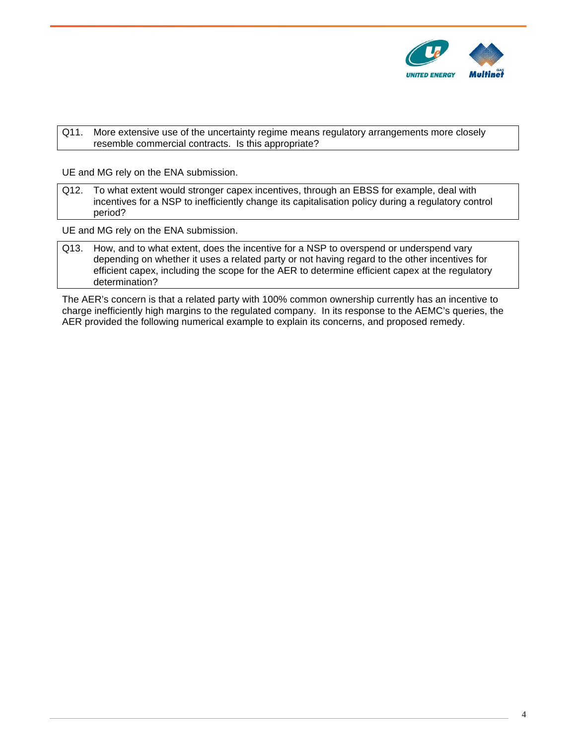| Q11. | More extensive use of the uncertainty regime means regulatory arrangements more closely resemble commercial contracts. Is this appropriate? |
|---|---|

UE and MG rely on the ENA submission.

| Q12. | To what extent would stronger capex incentives, through an EBSS for example, deal with incentives for a NSP to inefficiently change its capitalisation policy during a regulatory control period? |
|---|---|

UE and MG rely on the ENA submission.

| Q13. | How, and to what extent, does the incentive for a NSP to overspend or underspend vary depending on whether it uses a related party or not having regard to the other incentives for efficient capex, including the scope for the AER to determine efficient capex at the regulatory determination? |
|---|---|

The AER's concern is that a related party with 100% common ownership currently has an incentive to charge inefficiently high margins to the regulated company. In its response to the AEMC's queries, the AER provided the following numerical example to explain its concerns, and proposed remedy.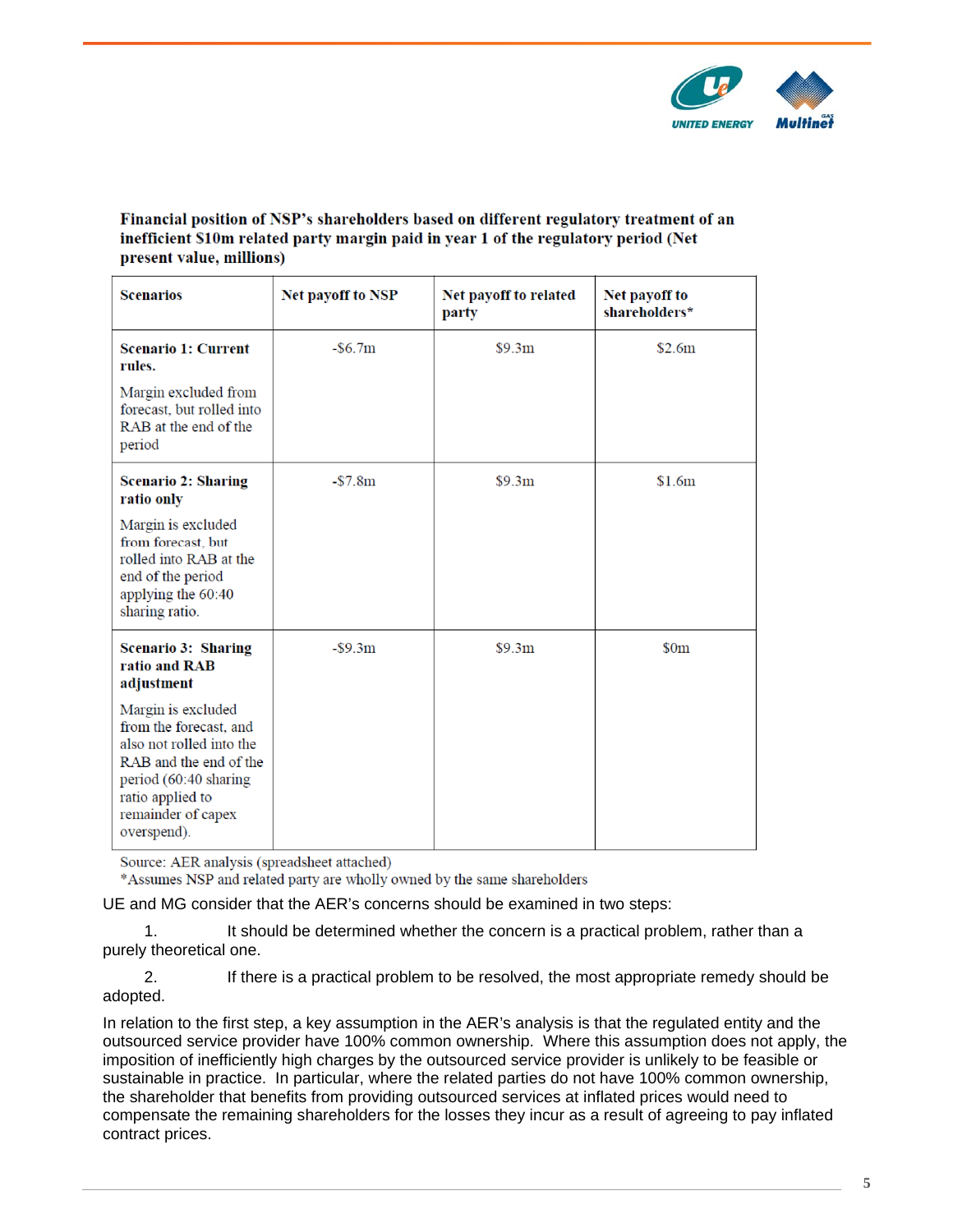**Financial position of NSP's shareholders based on different regulatory treatment of an inefficient $10m related party margin paid in year 1 of the regulatory period (Net present value, millions)**

| Scenarios | Net payoff to NSP | Net payoff to related party | Net payoff to shareholders* |
|---|---|---|---|
| **Scenario 1: Current rules.** Margin excluded from forecast, but rolled into RAB at the end of the period | -$6.7m | $9.3m | $2.6m |
| **Scenario 2: Sharing ratio only** Margin is excluded from forecast, but rolled into RAB at the end of the period applying the 60:40 sharing ratio. | -$7.8m | $9.3m | $1.6m |
| **Scenario 3: Sharing ratio and RAB adjustment** Margin is excluded from the forecast, and also not rolled into the RAB and the end of the period (60:40 sharing ratio applied to remainder of capex overspend). | -$9.3m | $9.3m | $0m |

Source: AER analysis (spreadsheet attached)
*Assumes NSP and related party are wholly owned by the same shareholders

UE and MG consider that the AER's concerns should be examined in two steps:

1. It should be determined whether the concern is a practical problem, rather than a purely theoretical one.
2. If there is a practical problem to be resolved, the most appropriate remedy should be adopted.

In relation to the first step, a key assumption in the AER's analysis is that the regulated entity and the outsourced service provider have 100% common ownership. Where this assumption does not apply, the imposition of inefficiently high charges by the outsourced service provider is unlikely to be feasible or sustainable in practice. In particular, where the related parties do not have 100% common ownership, the shareholder that benefits from providing outsourced services at inflated prices would need to compensate the remaining shareholders for the losses they incur as a result of agreeing to pay inflated contract prices.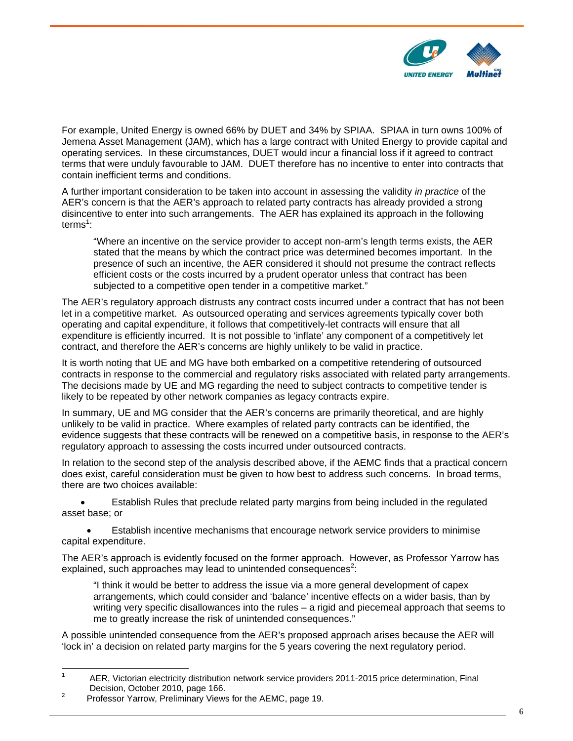For example, United Energy is owned 66% by DUET and 34% by SPIAA. SPIAA in turn owns 100% of Jemena Asset Management (JAM), which has a large contract with United Energy to provide capital and operating services. In these circumstances, DUET would incur a financial loss if it agreed to contract terms that were unduly favourable to JAM. DUET therefore has no incentive to enter into contracts that contain inefficient terms and conditions.

A further important consideration to be taken into account in assessing the validity *in practice* of the AER's concern is that the AER's approach to related party contracts has already provided a strong disincentive to enter into such arrangements. The AER has explained its approach in the following terms[1]:

> "Where an incentive on the service provider to accept non-arm's length terms exists, the AER stated that the means by which the contract price was determined becomes important. In the presence of such an incentive, the AER considered it should not presume the contract reflects efficient costs or the costs incurred by a prudent operator unless that contract has been subjected to a competitive open tender in a competitive market."

The AER's regulatory approach distrusts any contract costs incurred under a contract that has not been let in a competitive market. As outsourced operating and services agreements typically cover both operating and capital expenditure, it follows that competitively-let contracts will ensure that all expenditure is efficiently incurred. It is not possible to 'inflate' any component of a competitively let contract, and therefore the AER's concerns are highly unlikely to be valid in practice.

It is worth noting that UE and MG have both embarked on a competitive retendering of outsourced contracts in response to the commercial and regulatory risks associated with related party arrangements. The decisions made by UE and MG regarding the need to subject contracts to competitive tender is likely to be repeated by other network companies as legacy contracts expire.

In summary, UE and MG consider that the AER's concerns are primarily theoretical, and are highly unlikely to be valid in practice. Where examples of related party contracts can be identified, the evidence suggests that these contracts will be renewed on a competitive basis, in response to the AER's regulatory approach to assessing the costs incurred under outsourced contracts.

In relation to the second step of the analysis described above, if the AEMC finds that a practical concern does exist, careful consideration must be given to how best to address such concerns. In broad terms, there are two choices available:

- Establish Rules that preclude related party margins from being included in the regulated asset base; or
- Establish incentive mechanisms that encourage network service providers to minimise capital expenditure.

The AER's approach is evidently focused on the former approach. However, as Professor Yarrow has explained, such approaches may lead to unintended consequences[2]:

> "I think it would be better to address the issue via a more general development of capex arrangements, which could consider and 'balance' incentive effects on a wider basis, than by writing very specific disallowances into the rules – a rigid and piecemeal approach that seems to me to greatly increase the risk of unintended consequences."

A possible unintended consequence from the AER's proposed approach arises because the AER will 'lock in' a decision on related party margins for the 5 years covering the next regulatory period.

---

[1] AER, Victorian electricity distribution network service providers 2011-2015 price determination, Final Decision, October 2010, page 166.

[2] Professor Yarrow, Preliminary Views for the AEMC, page 19.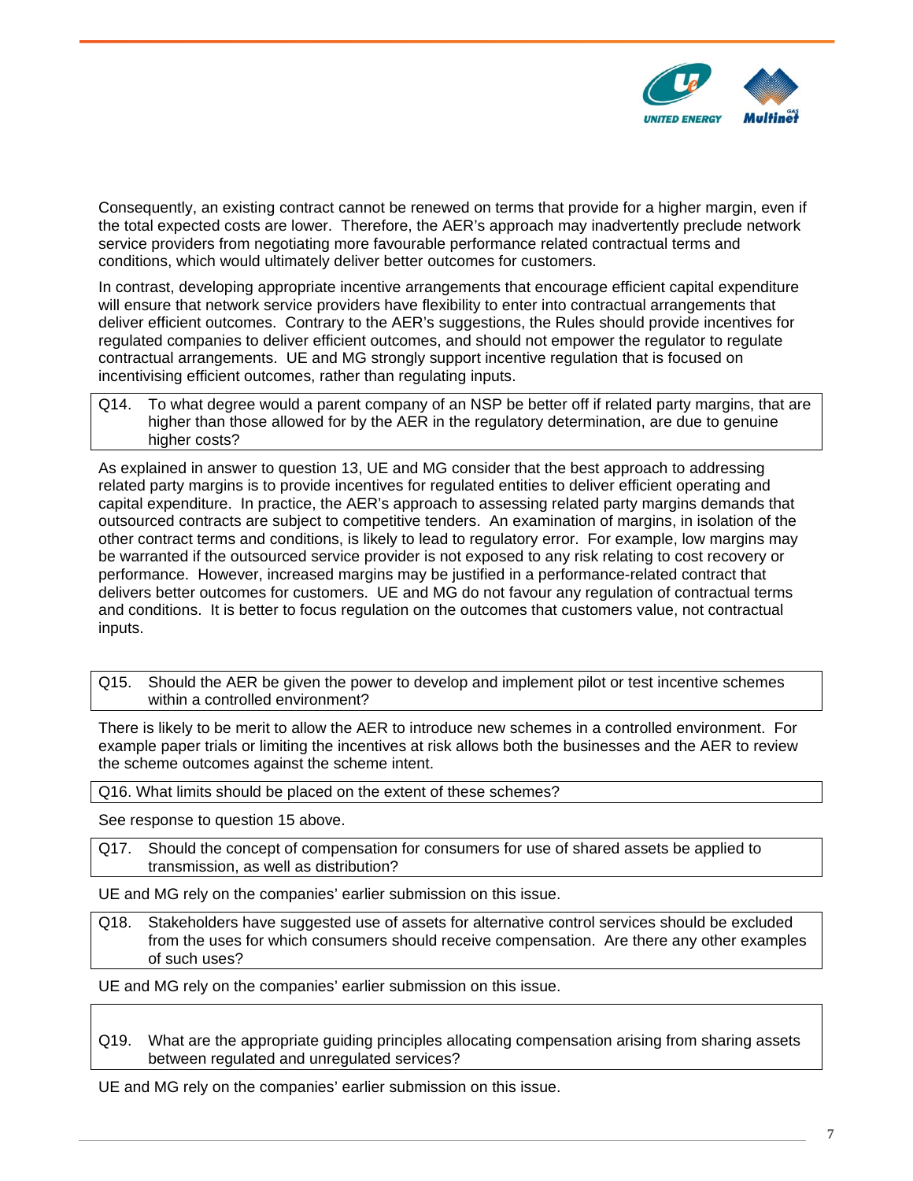Consequently, an existing contract cannot be renewed on terms that provide for a higher margin, even if the total expected costs are lower. Therefore, the AER's approach may inadvertently preclude network service providers from negotiating more favourable performance related contractual terms and conditions, which would ultimately deliver better outcomes for customers.

In contrast, developing appropriate incentive arrangements that encourage efficient capital expenditure will ensure that network service providers have flexibility to enter into contractual arrangements that deliver efficient outcomes. Contrary to the AER's suggestions, the Rules should provide incentives for regulated companies to deliver efficient outcomes, and should not empower the regulator to regulate contractual arrangements. UE and MG strongly support incentive regulation that is focused on incentivising efficient outcomes, rather than regulating inputs.

| Q14. To what degree would a parent company of an NSP be better off if related party margins, that are higher than those allowed for by the AER in the regulatory determination, are due to genuine higher costs? |
|---|

As explained in answer to question 13, UE and MG consider that the best approach to addressing related party margins is to provide incentives for regulated entities to deliver efficient operating and capital expenditure. In practice, the AER's approach to assessing related party margins demands that outsourced contracts are subject to competitive tenders. An examination of margins, in isolation of the other contract terms and conditions, is likely to lead to regulatory error. For example, low margins may be warranted if the outsourced service provider is not exposed to any risk relating to cost recovery or performance. However, increased margins may be justified in a performance-related contract that delivers better outcomes for customers. UE and MG do not favour any regulation of contractual terms and conditions. It is better to focus regulation on the outcomes that customers value, not contractual inputs.

| Q15. Should the AER be given the power to develop and implement pilot or test incentive schemes within a controlled environment? |
|---|

There is likely to be merit to allow the AER to introduce new schemes in a controlled environment. For example paper trials or limiting the incentives at risk allows both the businesses and the AER to review the scheme outcomes against the scheme intent.

| Q16. What limits should be placed on the extent of these schemes? |
|---|

See response to question 15 above.

| Q17. Should the concept of compensation for consumers for use of shared assets be applied to transmission, as well as distribution? |
|---|

UE and MG rely on the companies' earlier submission on this issue.

| Q18. Stakeholders have suggested use of assets for alternative control services should be excluded from the uses for which consumers should receive compensation. Are there any other examples of such uses? |
|---|

UE and MG rely on the companies' earlier submission on this issue.

| Q19. What are the appropriate guiding principles allocating compensation arising from sharing assets between regulated and unregulated services? |
|---|

UE and MG rely on the companies' earlier submission on this issue.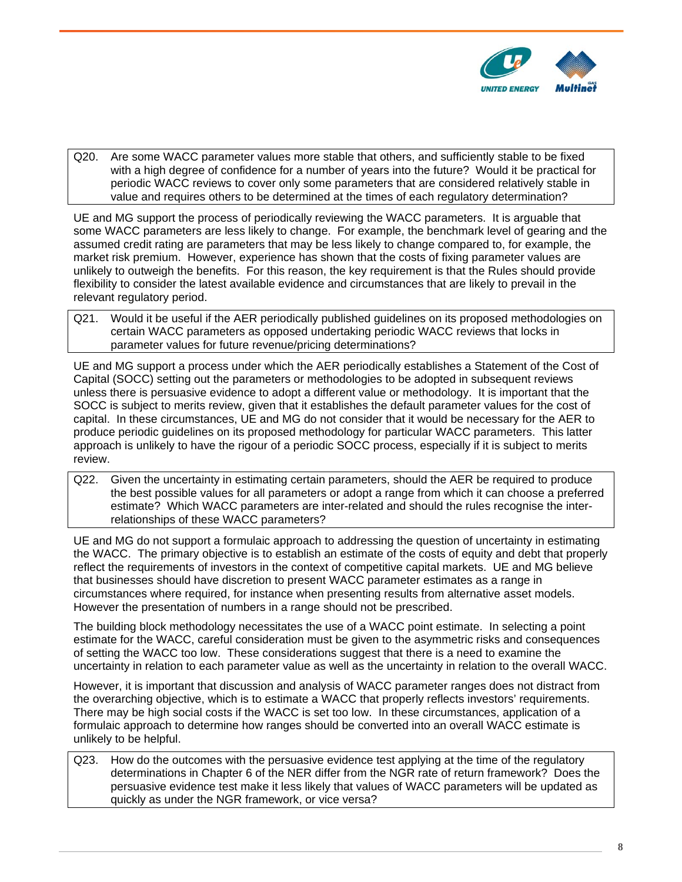Q20. Are some WACC parameter values more stable that others, and sufficiently stable to be fixed with a high degree of confidence for a number of years into the future? Would it be practical for periodic WACC reviews to cover only some parameters that are considered relatively stable in value and requires others to be determined at the times of each regulatory determination?

UE and MG support the process of periodically reviewing the WACC parameters. It is arguable that some WACC parameters are less likely to change. For example, the benchmark level of gearing and the assumed credit rating are parameters that may be less likely to change compared to, for example, the market risk premium. However, experience has shown that the costs of fixing parameter values are unlikely to outweigh the benefits. For this reason, the key requirement is that the Rules should provide flexibility to consider the latest available evidence and circumstances that are likely to prevail in the relevant regulatory period.

Q21. Would it be useful if the AER periodically published guidelines on its proposed methodologies on certain WACC parameters as opposed undertaking periodic WACC reviews that locks in parameter values for future revenue/pricing determinations?

UE and MG support a process under which the AER periodically establishes a Statement of the Cost of Capital (SOCC) setting out the parameters or methodologies to be adopted in subsequent reviews unless there is persuasive evidence to adopt a different value or methodology. It is important that the SOCC is subject to merits review, given that it establishes the default parameter values for the cost of capital. In these circumstances, UE and MG do not consider that it would be necessary for the AER to produce periodic guidelines on its proposed methodology for particular WACC parameters. This latter approach is unlikely to have the rigour of a periodic SOCC process, especially if it is subject to merits review.

Q22. Given the uncertainty in estimating certain parameters, should the AER be required to produce the best possible values for all parameters or adopt a range from which it can choose a preferred estimate? Which WACC parameters are inter-related and should the rules recognise the inter-relationships of these WACC parameters?

UE and MG do not support a formulaic approach to addressing the question of uncertainty in estimating the WACC. The primary objective is to establish an estimate of the costs of equity and debt that properly reflect the requirements of investors in the context of competitive capital markets. UE and MG believe that businesses should have discretion to present WACC parameter estimates as a range in circumstances where required, for instance when presenting results from alternative asset models. However the presentation of numbers in a range should not be prescribed.

The building block methodology necessitates the use of a WACC point estimate. In selecting a point estimate for the WACC, careful consideration must be given to the asymmetric risks and consequences of setting the WACC too low. These considerations suggest that there is a need to examine the uncertainty in relation to each parameter value as well as the uncertainty in relation to the overall WACC.

However, it is important that discussion and analysis of WACC parameter ranges does not distract from the overarching objective, which is to estimate a WACC that properly reflects investors' requirements. There may be high social costs if the WACC is set too low. In these circumstances, application of a formulaic approach to determine how ranges should be converted into an overall WACC estimate is unlikely to be helpful.

Q23. How do the outcomes with the persuasive evidence test applying at the time of the regulatory determinations in Chapter 6 of the NER differ from the NGR rate of return framework? Does the persuasive evidence test make it less likely that values of WACC parameters will be updated as quickly as under the NGR framework, or vice versa?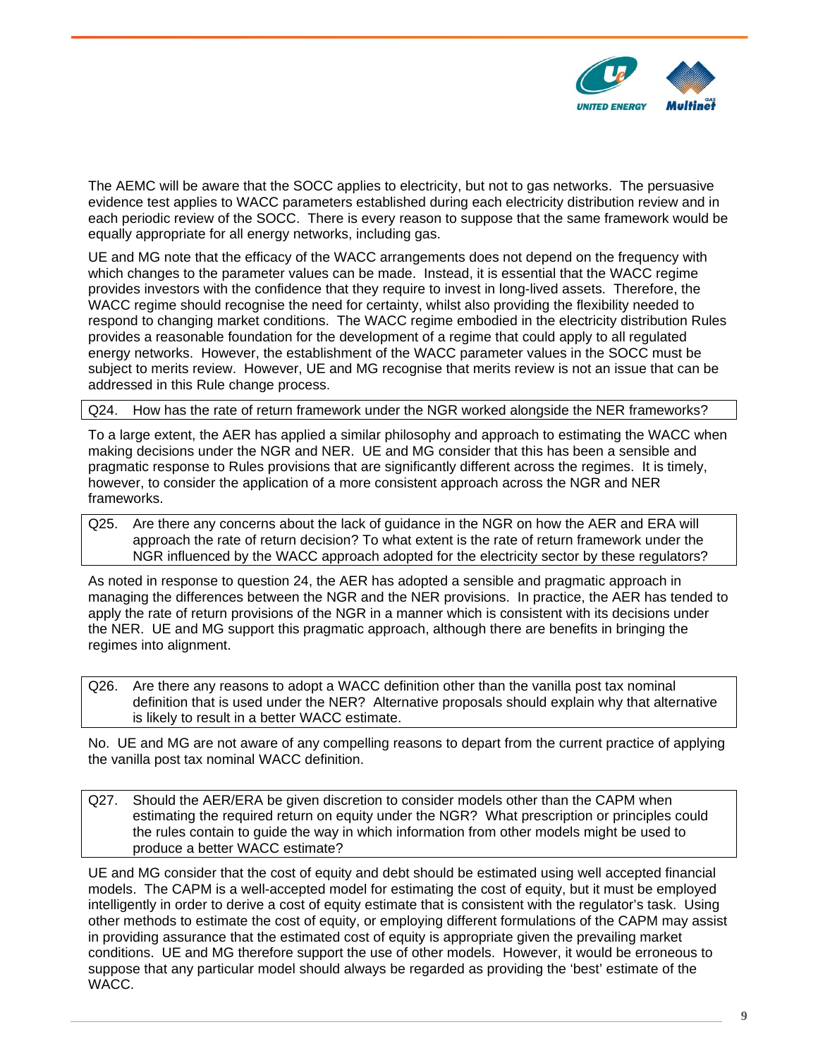The AEMC will be aware that the SOCC applies to electricity, but not to gas networks. The persuasive evidence test applies to WACC parameters established during each electricity distribution review and in each periodic review of the SOCC. There is every reason to suppose that the same framework would be equally appropriate for all energy networks, including gas.

UE and MG note that the efficacy of the WACC arrangements does not depend on the frequency with which changes to the parameter values can be made. Instead, it is essential that the WACC regime provides investors with the confidence that they require to invest in long-lived assets. Therefore, the WACC regime should recognise the need for certainty, whilst also providing the flexibility needed to respond to changing market conditions. The WACC regime embodied in the electricity distribution Rules provides a reasonable foundation for the development of a regime that could apply to all regulated energy networks. However, the establishment of the WACC parameter values in the SOCC must be subject to merits review. However, UE and MG recognise that merits review is not an issue that can be addressed in this Rule change process.

| |
|---|
| Q24. How has the rate of return framework under the NGR worked alongside the NER frameworks? |

To a large extent, the AER has applied a similar philosophy and approach to estimating the WACC when making decisions under the NGR and NER. UE and MG consider that this has been a sensible and pragmatic response to Rules provisions that are significantly different across the regimes. It is timely, however, to consider the application of a more consistent approach across the NGR and NER frameworks.

| |
|---|
| Q25. Are there any concerns about the lack of guidance in the NGR on how the AER and ERA will approach the rate of return decision? To what extent is the rate of return framework under the NGR influenced by the WACC approach adopted for the electricity sector by these regulators? |

As noted in response to question 24, the AER has adopted a sensible and pragmatic approach in managing the differences between the NGR and the NER provisions. In practice, the AER has tended to apply the rate of return provisions of the NGR in a manner which is consistent with its decisions under the NER. UE and MG support this pragmatic approach, although there are benefits in bringing the regimes into alignment.

| |
|---|
| Q26. Are there any reasons to adopt a WACC definition other than the vanilla post tax nominal definition that is used under the NER? Alternative proposals should explain why that alternative is likely to result in a better WACC estimate. |

No. UE and MG are not aware of any compelling reasons to depart from the current practice of applying the vanilla post tax nominal WACC definition.

| |
|---|
| Q27. Should the AER/ERA be given discretion to consider models other than the CAPM when estimating the required return on equity under the NGR? What prescription or principles could the rules contain to guide the way in which information from other models might be used to produce a better WACC estimate? |

UE and MG consider that the cost of equity and debt should be estimated using well accepted financial models. The CAPM is a well-accepted model for estimating the cost of equity, but it must be employed intelligently in order to derive a cost of equity estimate that is consistent with the regulator's task. Using other methods to estimate the cost of equity, or employing different formulations of the CAPM may assist in providing assurance that the estimated cost of equity is appropriate given the prevailing market conditions. UE and MG therefore support the use of other models. However, it would be erroneous to suppose that any particular model should always be regarded as providing the 'best' estimate of the WACC.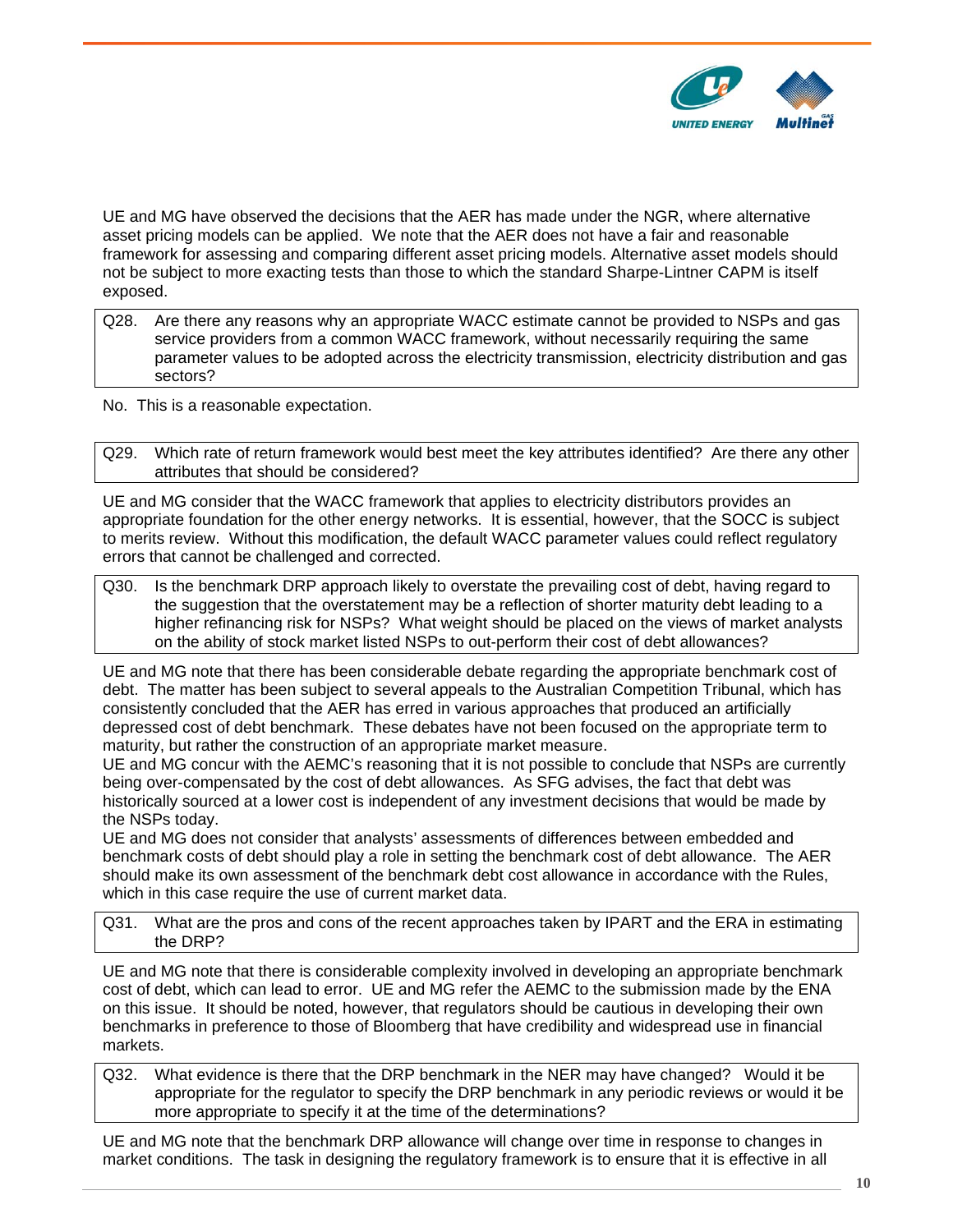UE and MG have observed the decisions that the AER has made under the NGR, where alternative asset pricing models can be applied. We note that the AER does not have a fair and reasonable framework for assessing and comparing different asset pricing models. Alternative asset models should not be subject to more exacting tests than those to which the standard Sharpe-Lintner CAPM is itself exposed.

> Q28. Are there any reasons why an appropriate WACC estimate cannot be provided to NSPs and gas service providers from a common WACC framework, without necessarily requiring the same parameter values to be adopted across the electricity transmission, electricity distribution and gas sectors?

No. This is a reasonable expectation.

> Q29. Which rate of return framework would best meet the key attributes identified? Are there any other attributes that should be considered?

UE and MG consider that the WACC framework that applies to electricity distributors provides an appropriate foundation for the other energy networks. It is essential, however, that the SOCC is subject to merits review. Without this modification, the default WACC parameter values could reflect regulatory errors that cannot be challenged and corrected.

> Q30. Is the benchmark DRP approach likely to overstate the prevailing cost of debt, having regard to the suggestion that the overstatement may be a reflection of shorter maturity debt leading to a higher refinancing risk for NSPs? What weight should be placed on the views of market analysts on the ability of stock market listed NSPs to out-perform their cost of debt allowances?

UE and MG note that there has been considerable debate regarding the appropriate benchmark cost of debt. The matter has been subject to several appeals to the Australian Competition Tribunal, which has consistently concluded that the AER has erred in various approaches that produced an artificially depressed cost of debt benchmark. These debates have not been focused on the appropriate term to maturity, but rather the construction of an appropriate market measure.

UE and MG concur with the AEMC's reasoning that it is not possible to conclude that NSPs are currently being over-compensated by the cost of debt allowances. As SFG advises, the fact that debt was historically sourced at a lower cost is independent of any investment decisions that would be made by the NSPs today.

UE and MG does not consider that analysts' assessments of differences between embedded and benchmark costs of debt should play a role in setting the benchmark cost of debt allowance. The AER should make its own assessment of the benchmark debt cost allowance in accordance with the Rules, which in this case require the use of current market data.

> Q31. What are the pros and cons of the recent approaches taken by IPART and the ERA in estimating the DRP?

UE and MG note that there is considerable complexity involved in developing an appropriate benchmark cost of debt, which can lead to error. UE and MG refer the AEMC to the submission made by the ENA on this issue. It should be noted, however, that regulators should be cautious in developing their own benchmarks in preference to those of Bloomberg that have credibility and widespread use in financial markets.

> Q32. What evidence is there that the DRP benchmark in the NER may have changed? Would it be appropriate for the regulator to specify the DRP benchmark in any periodic reviews or would it be more appropriate to specify it at the time of the determinations?

UE and MG note that the benchmark DRP allowance will change over time in response to changes in market conditions. The task in designing the regulatory framework is to ensure that it is effective in all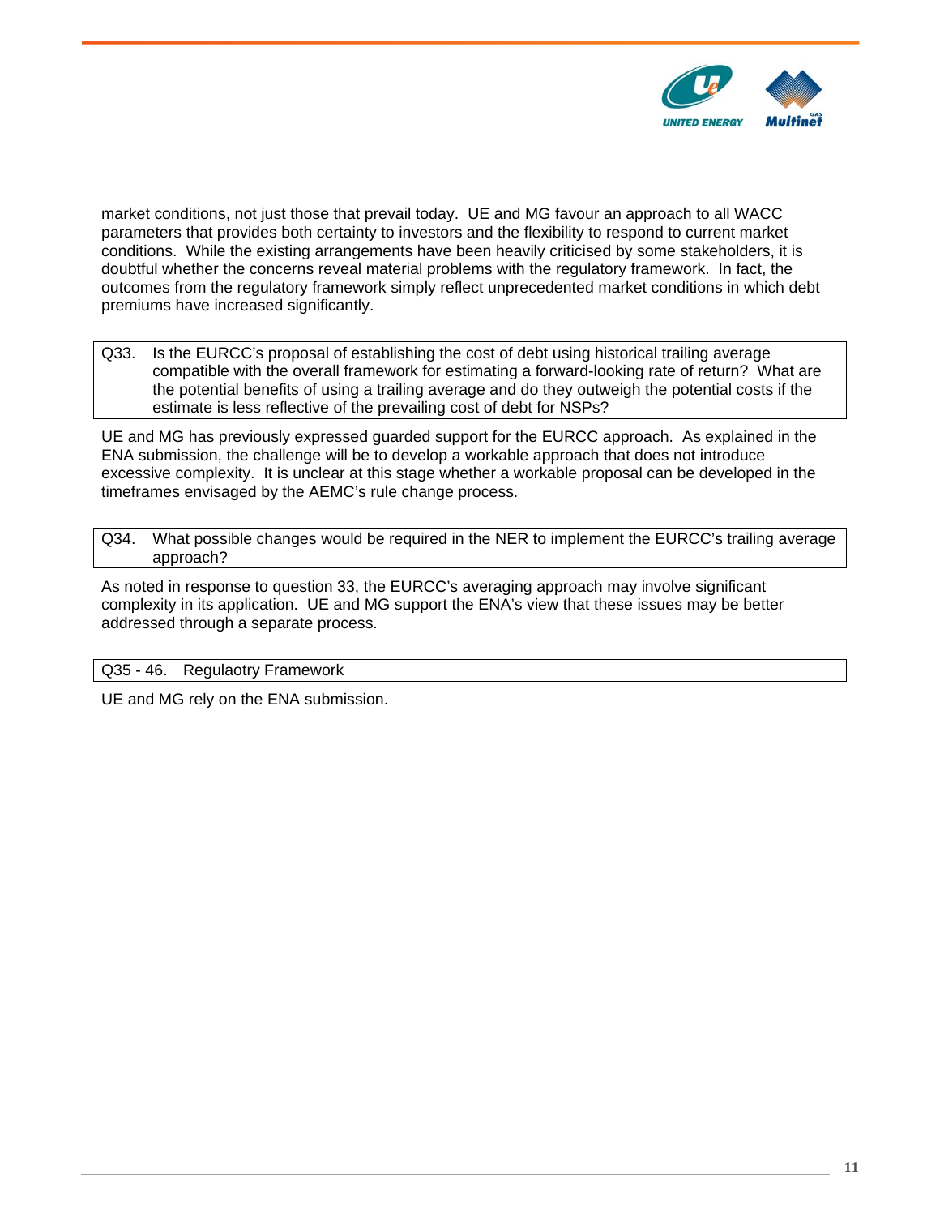market conditions, not just those that prevail today. UE and MG favour an approach to all WACC parameters that provides both certainty to investors and the flexibility to respond to current market conditions. While the existing arrangements have been heavily criticised by some stakeholders, it is doubtful whether the concerns reveal material problems with the regulatory framework. In fact, the outcomes from the regulatory framework simply reflect unprecedented market conditions in which debt premiums have increased significantly.

| | |
|---|---|
| Q33. | Is the EURCC's proposal of establishing the cost of debt using historical trailing average compatible with the overall framework for estimating a forward-looking rate of return? What are the potential benefits of using a trailing average and do they outweigh the potential costs if the estimate is less reflective of the prevailing cost of debt for NSPs? |

UE and MG has previously expressed guarded support for the EURCC approach. As explained in the ENA submission, the challenge will be to develop a workable approach that does not introduce excessive complexity. It is unclear at this stage whether a workable proposal can be developed in the timeframes envisaged by the AEMC's rule change process.

| | |
|---|---|
| Q34. | What possible changes would be required in the NER to implement the EURCC's trailing average approach? |

As noted in response to question 33, the EURCC's averaging approach may involve significant complexity in its application. UE and MG support the ENA's view that these issues may be better addressed through a separate process.

| | |
|---|---|
| Q35 - 46. | Regulaotry Framework |

UE and MG rely on the ENA submission.